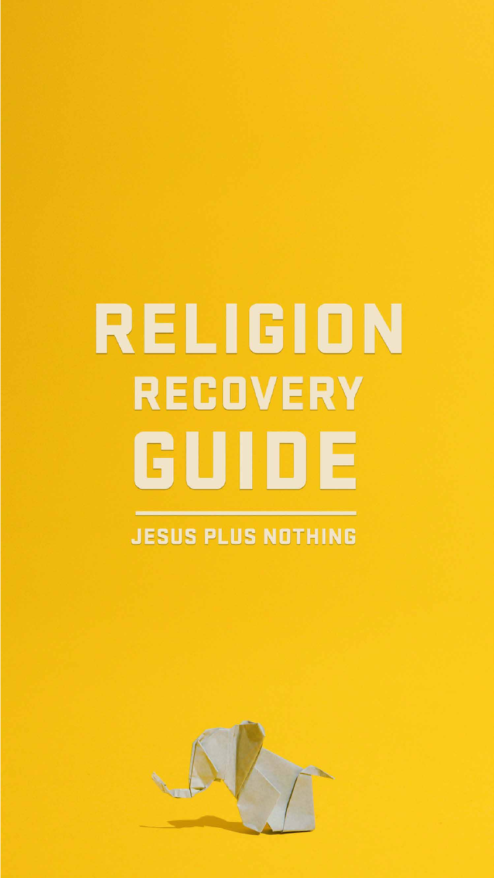# RELIGION RECOVERY GUIDE

JESUS PLUS NOTHING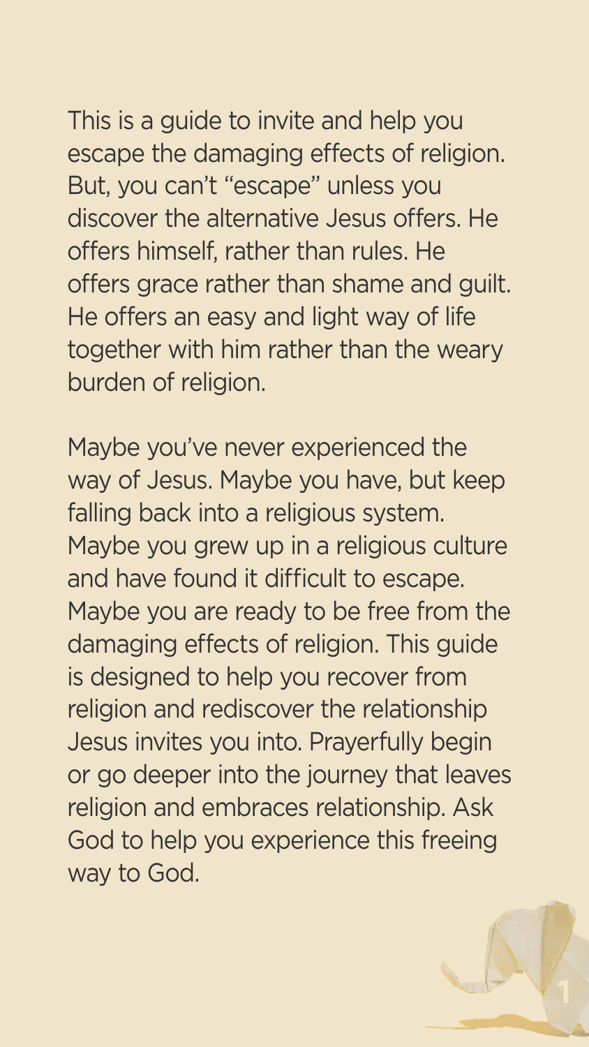This is a guide to invite and help you escape the damaging effects of religion. But, you can't "escape" unless you discover the alternative Jesus offers. He offers himself, rather than rules. He offers grace rather than shame and guilt. He offers an easy and light way of life together with him rather than the weary burden of religion.

Maybe you've never experienced the way of Jesus. Maybe you have, but keep falling back into a religious system. Maybe you grew up in a religious culture and have found it difficult to escape. Maybe you are ready to be free from the damaging effects of religion. This guide is designed to help you recover from religion and rediscover the relationship Jesus invites you into. Prayerfully begin or go deeper into the journey that leaves religion and embraces relationship. Ask God to help you experience this freeing way to God.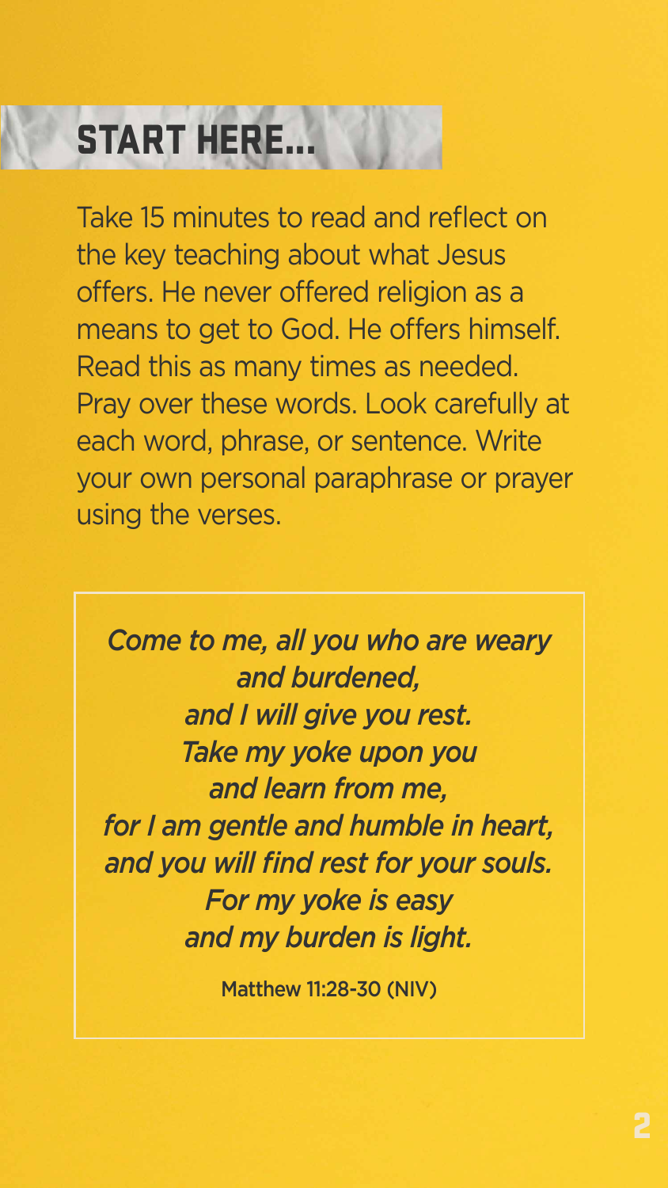# START HERE...

Take 15 minutes to read and reflect on the key teaching about what Jesus offers. He never offered religion as a means to get to God. He offers himself. Read this as many times as needed. Pray over these words. Look carefully at each word, phrase, or sentence. Write your own personal paraphrase or prayer using the verses.

> *Come to me, all you who are weary and burdened,*
> *and I will give you rest.*
> *Take my yoke upon you*
> *and learn from me,*
> *for I am gentle and humble in heart,*
> *and you will find rest for your souls.*
> *For my yoke is easy*
> *and my burden is light.*
>
> Matthew 11:28-30 (NIV)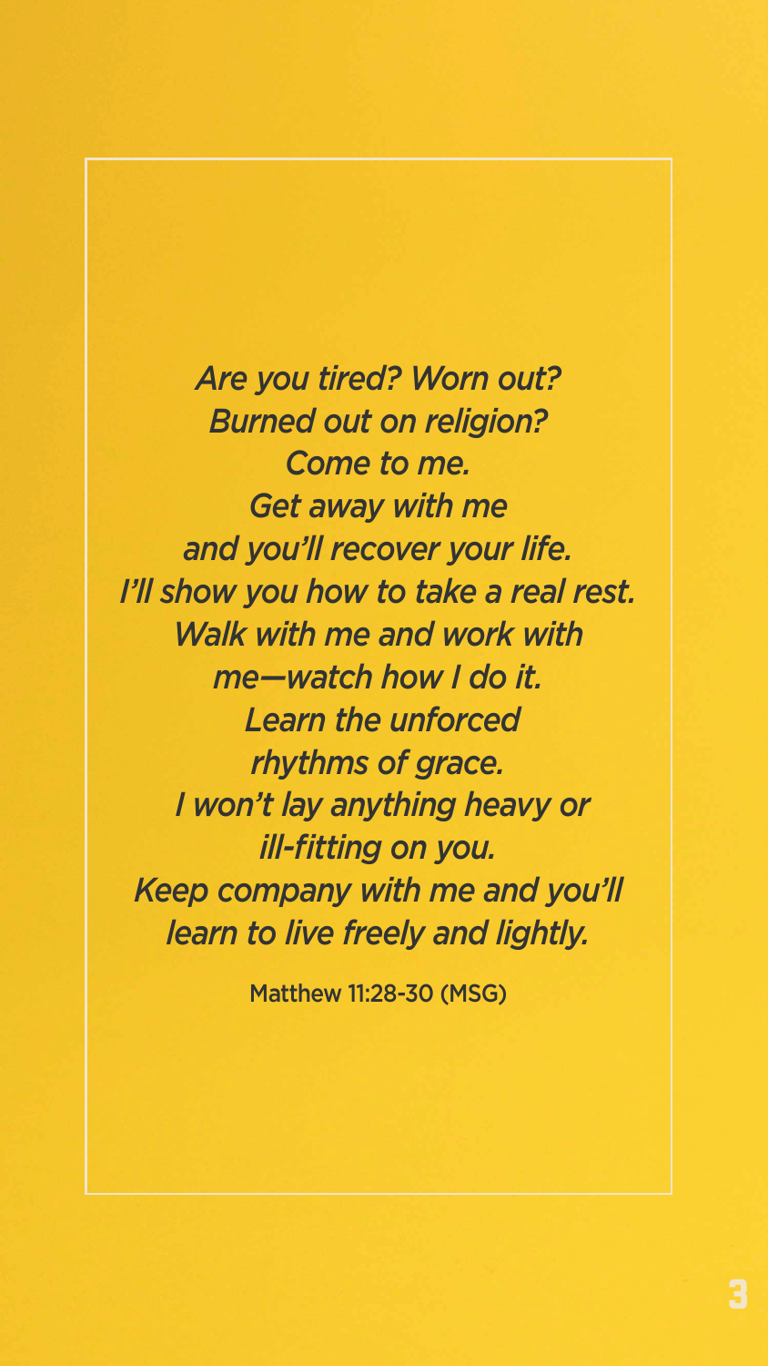*Are you tired? Worn out?*
*Burned out on religion?*
*Come to me.*
*Get away with me*
*and you'll recover your life.*
*I'll show you how to take a real rest.*
*Walk with me and work with*
*me—watch how I do it.*
*Learn the unforced*
*rhythms of grace.*
*I won't lay anything heavy or*
*ill-fitting on you.*
*Keep company with me and you'll*
*learn to live freely and lightly.*

Matthew 11:28-30 (MSG)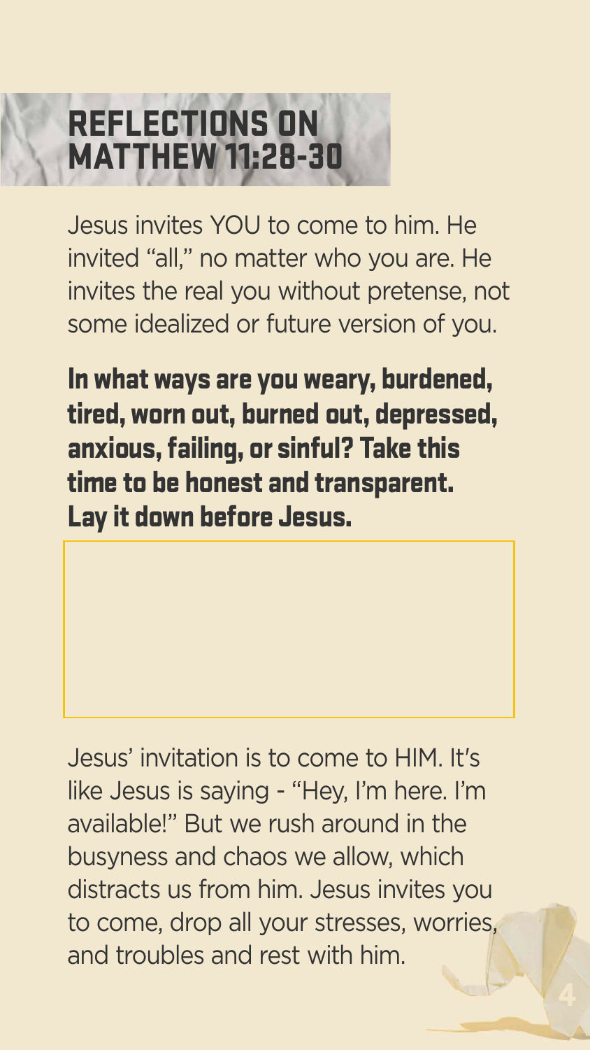# REFLECTIONS ON MATTHEW 11:28-30

Jesus invites YOU to come to him. He invited "all," no matter who you are. He invites the real you without pretense, not some idealized or future version of you.

**In what ways are you weary, burdened, tired, worn out, burned out, depressed, anxious, failing, or sinful? Take this time to be honest and transparent. Lay it down before Jesus.**

Jesus' invitation is to come to HIM. It's like Jesus is saying - "Hey, I'm here. I'm available!" But we rush around in the busyness and chaos we allow, which distracts us from him. Jesus invites you to come, drop all your stresses, worries, and troubles and rest with him.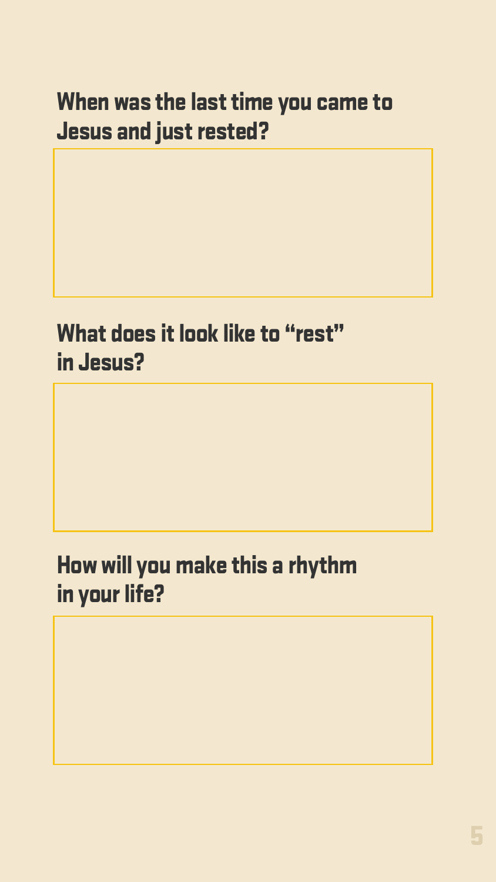## When was the last time you came to Jesus and just rested?

## What does it look like to “rest” in Jesus?

## How will you make this a rhythm in your life?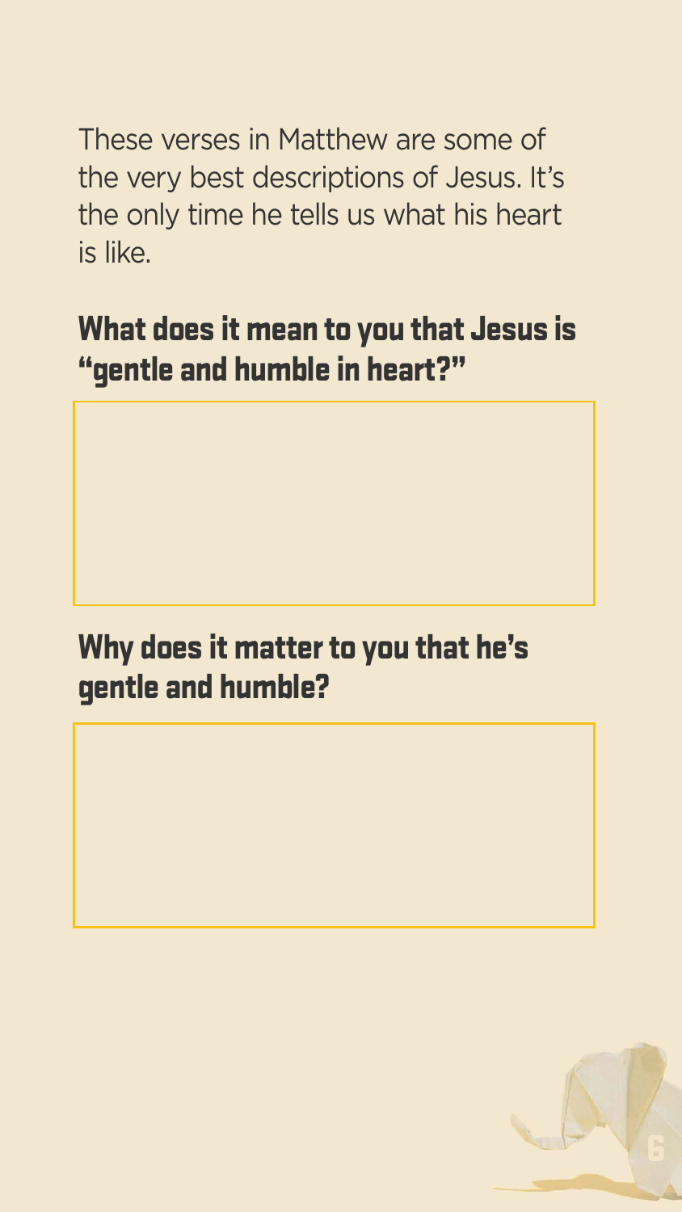These verses in Matthew are some of the very best descriptions of Jesus. It's the only time he tells us what his heart is like.

## What does it mean to you that Jesus is "gentle and humble in heart?"

## Why does it matter to you that he's gentle and humble?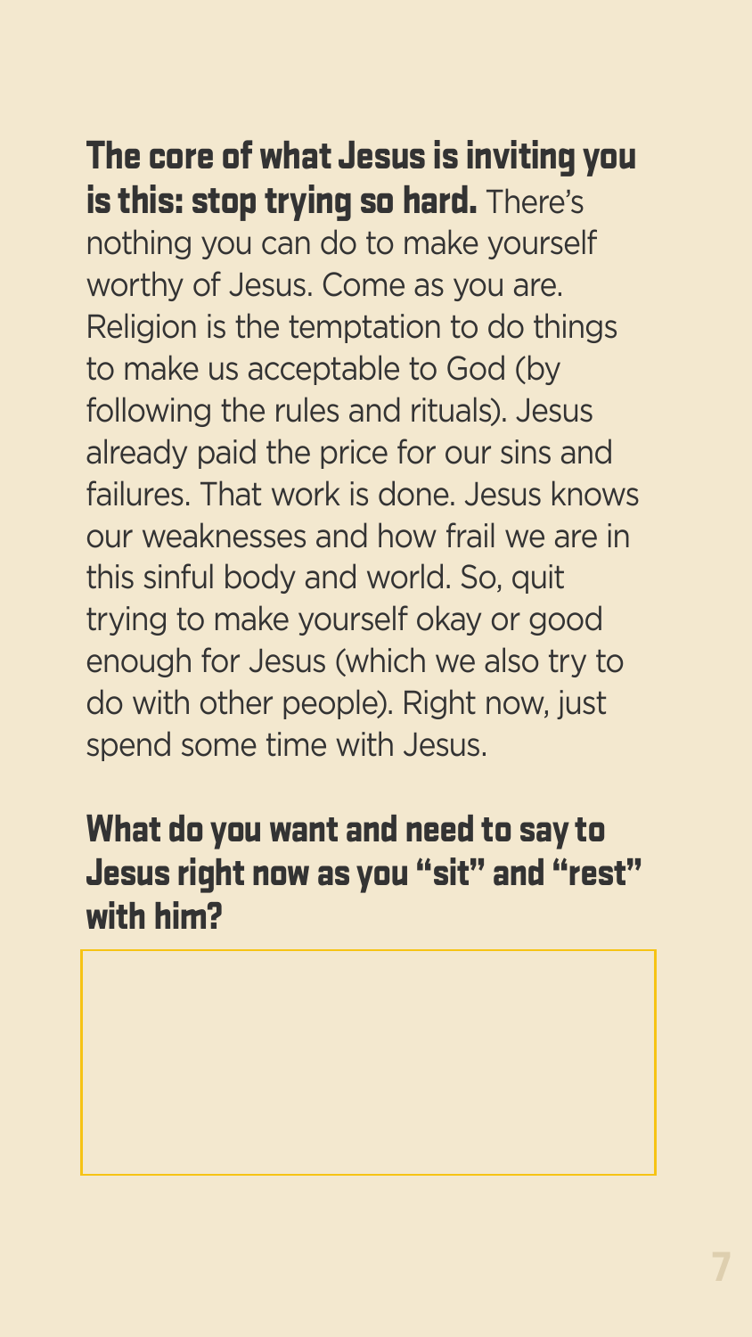**The core of what Jesus is inviting you is this: stop trying so hard.** There's nothing you can do to make yourself worthy of Jesus. Come as you are. Religion is the temptation to do things to make us acceptable to God (by following the rules and rituals). Jesus already paid the price for our sins and failures. That work is done. Jesus knows our weaknesses and how frail we are in this sinful body and world. So, quit trying to make yourself okay or good enough for Jesus (which we also try to do with other people). Right now, just spend some time with Jesus.

**What do you want and need to say to Jesus right now as you "sit" and "rest" with him?**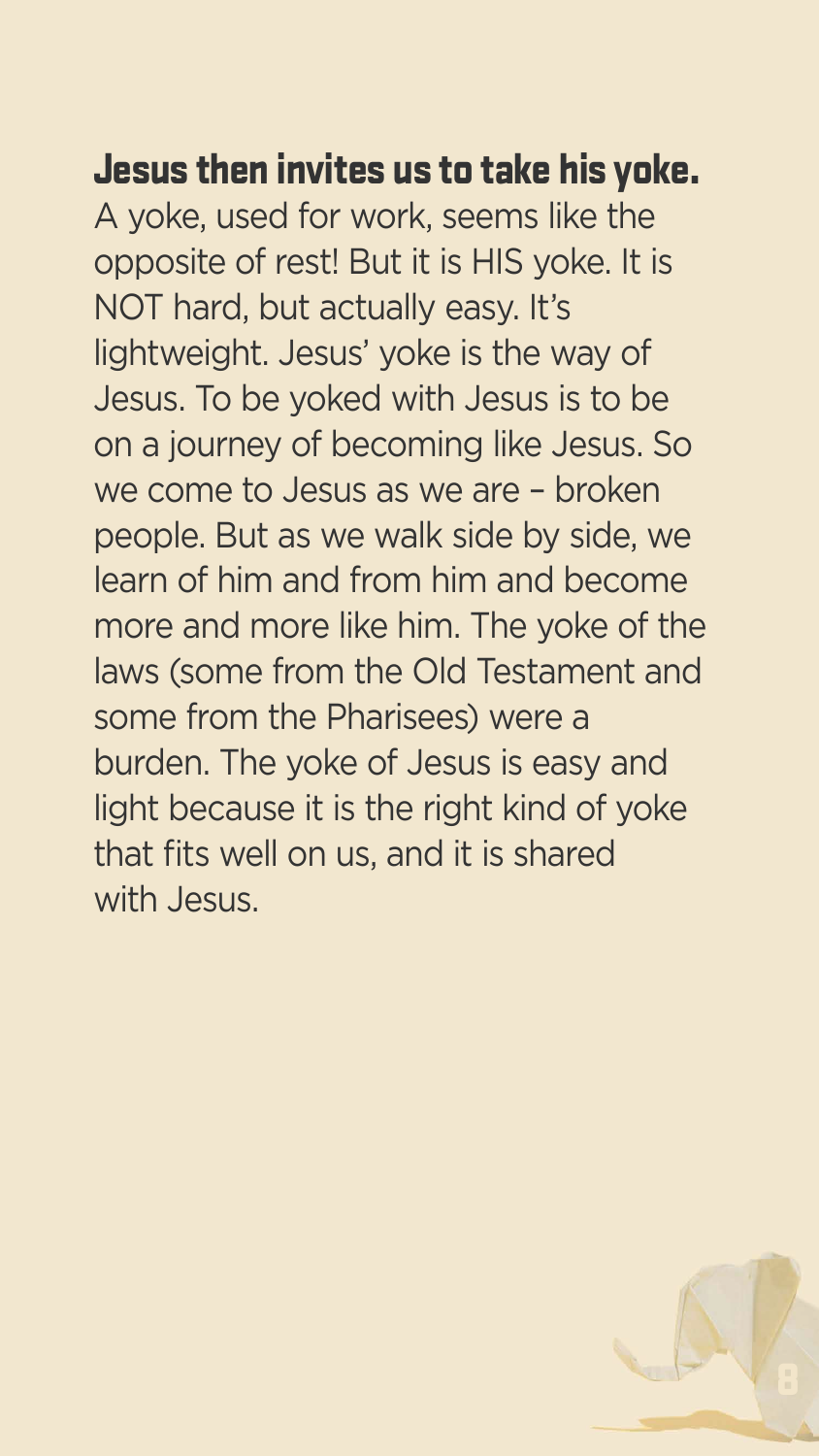**Jesus then invites us to take his yoke.**

A yoke, used for work, seems like the opposite of rest! But it is HIS yoke. It is NOT hard, but actually easy. It's lightweight. Jesus' yoke is the way of Jesus. To be yoked with Jesus is to be on a journey of becoming like Jesus. So we come to Jesus as we are – broken people. But as we walk side by side, we learn of him and from him and become more and more like him. The yoke of the laws (some from the Old Testament and some from the Pharisees) were a burden. The yoke of Jesus is easy and light because it is the right kind of yoke that fits well on us, and it is shared with Jesus.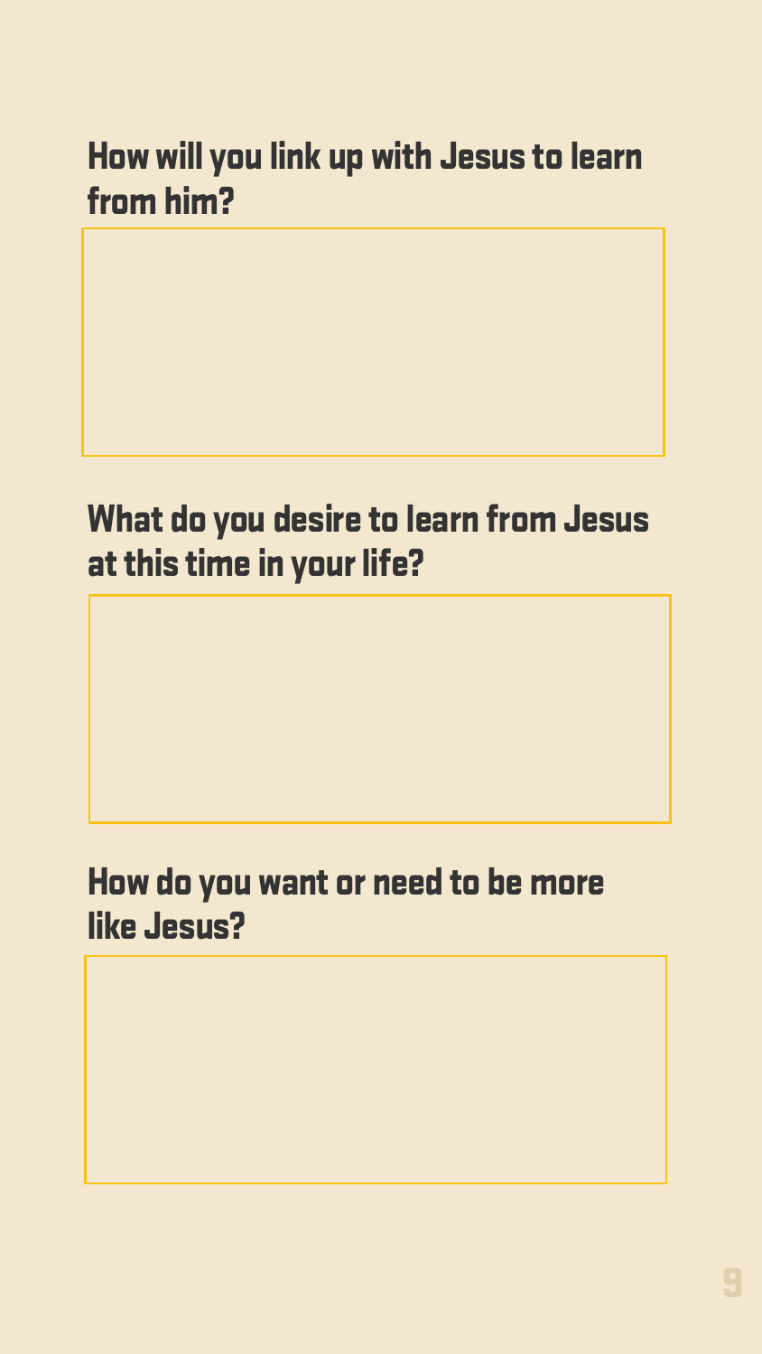## How will you link up with Jesus to learn from him?

## What do you desire to learn from Jesus at this time in your life?

## How do you want or need to be more like Jesus?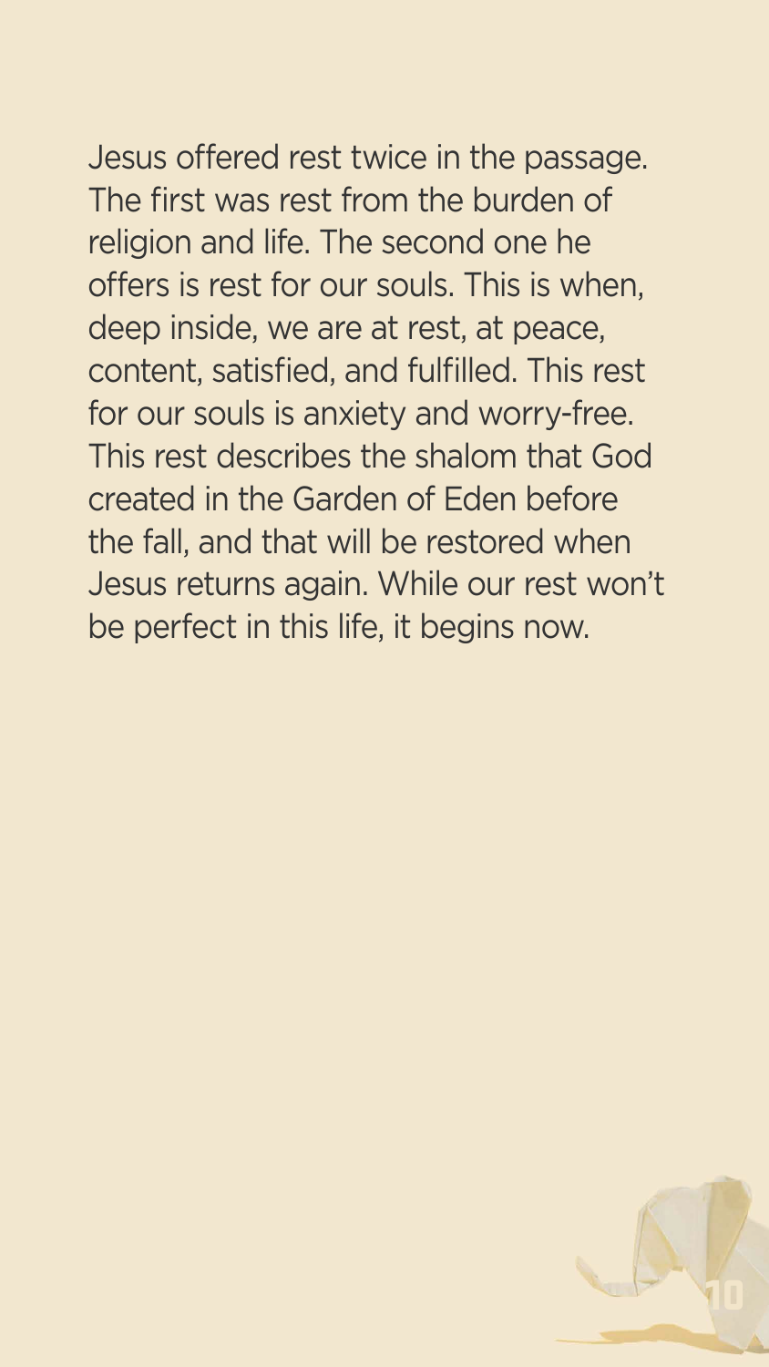Jesus offered rest twice in the passage. The first was rest from the burden of religion and life. The second one he offers is rest for our souls. This is when, deep inside, we are at rest, at peace, content, satisfied, and fulfilled. This rest for our souls is anxiety and worry-free. This rest describes the shalom that God created in the Garden of Eden before the fall, and that will be restored when Jesus returns again. While our rest won't be perfect in this life, it begins now.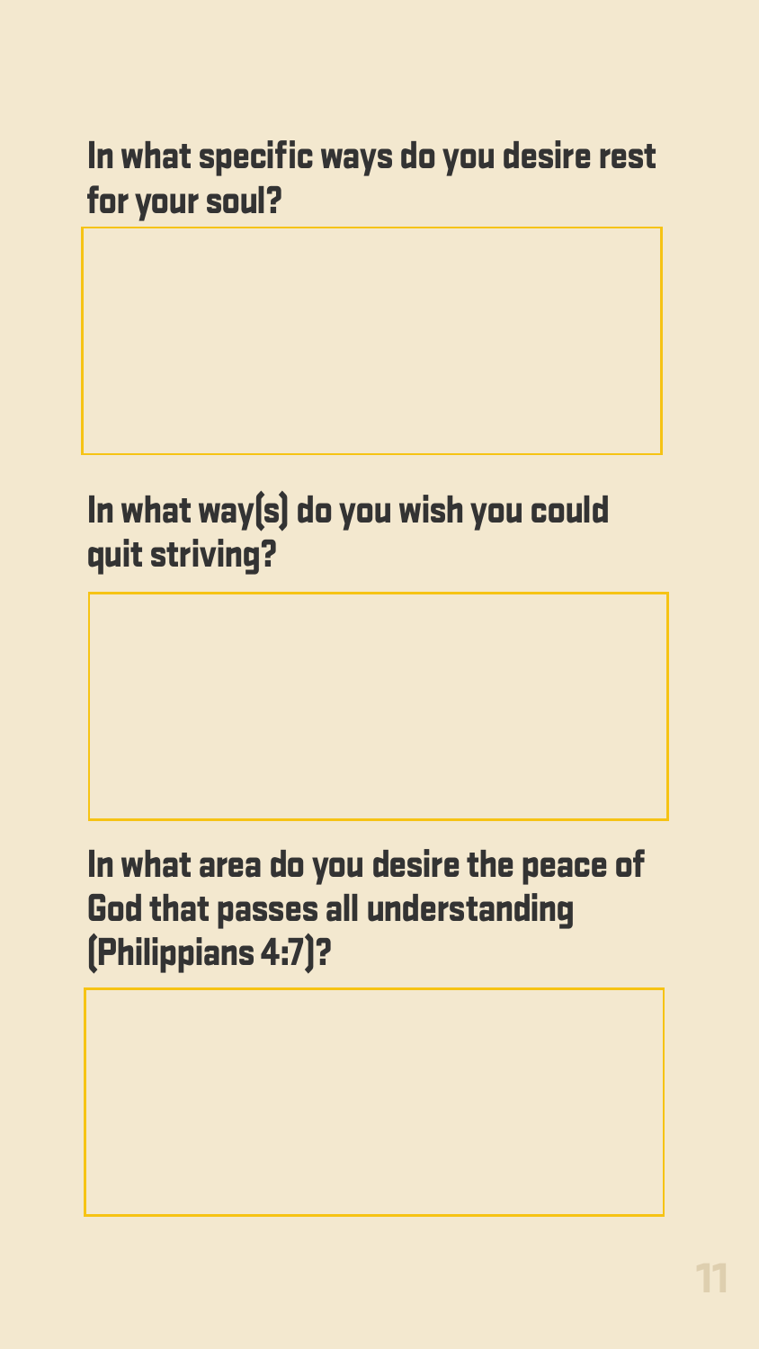## In what specific ways do you desire rest for your soul?

## In what way(s) do you wish you could quit striving?

## In what area do you desire the peace of God that passes all understanding (Philippians 4:7)?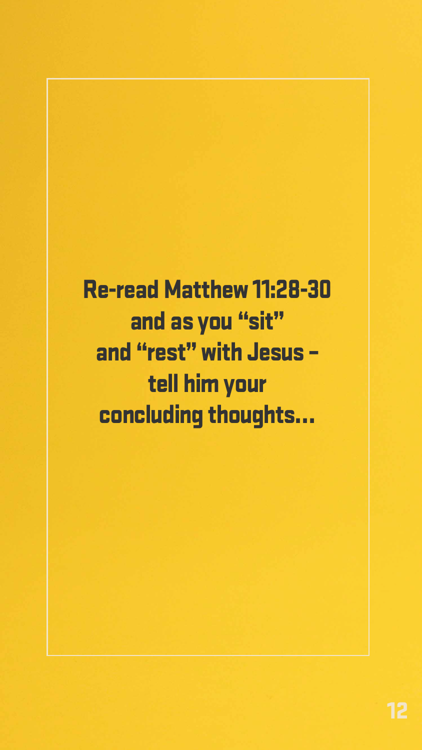**Re-read Matthew 11:28-30 and as you "sit" and "rest" with Jesus – tell him your concluding thoughts...**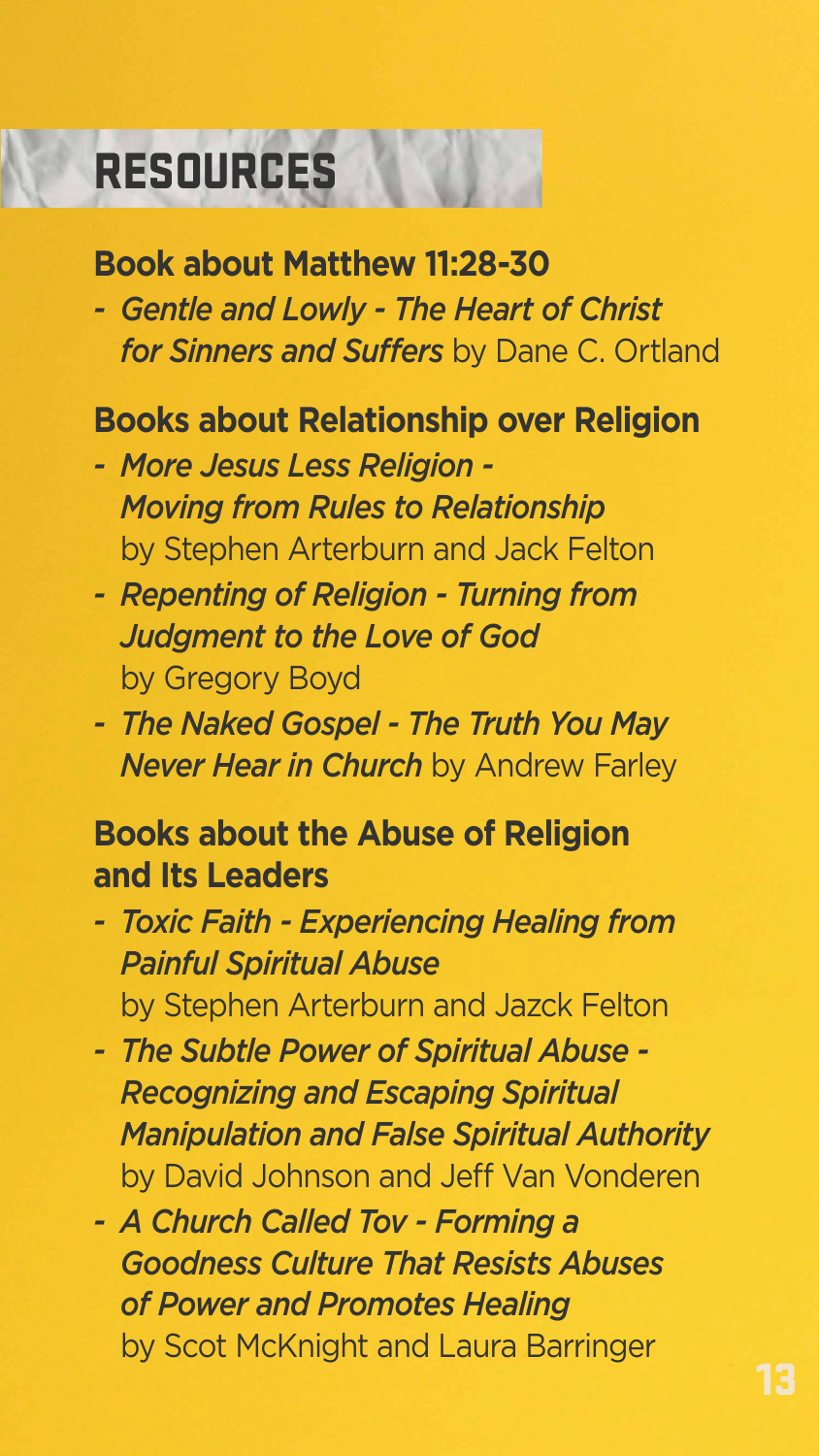# RESOURCES

### Book about Matthew 11:28-30

- *Gentle and Lowly - The Heart of Christ for Sinners and Suffers* by Dane C. Ortland

### Books about Relationship over Religion

- *More Jesus Less Religion - Moving from Rules to Relationship* by Stephen Arterburn and Jack Felton
- *Repenting of Religion - Turning from Judgment to the Love of God* by Gregory Boyd
- *The Naked Gospel - The Truth You May Never Hear in Church* by Andrew Farley

### Books about the Abuse of Religion and Its Leaders

- *Toxic Faith - Experiencing Healing from Painful Spiritual Abuse* by Stephen Arterburn and Jazck Felton
- *The Subtle Power of Spiritual Abuse - Recognizing and Escaping Spiritual Manipulation and False Spiritual Authority* by David Johnson and Jeff Van Vonderen
- *A Church Called Tov - Forming a Goodness Culture That Resists Abuses of Power and Promotes Healing* by Scot McKnight and Laura Barringer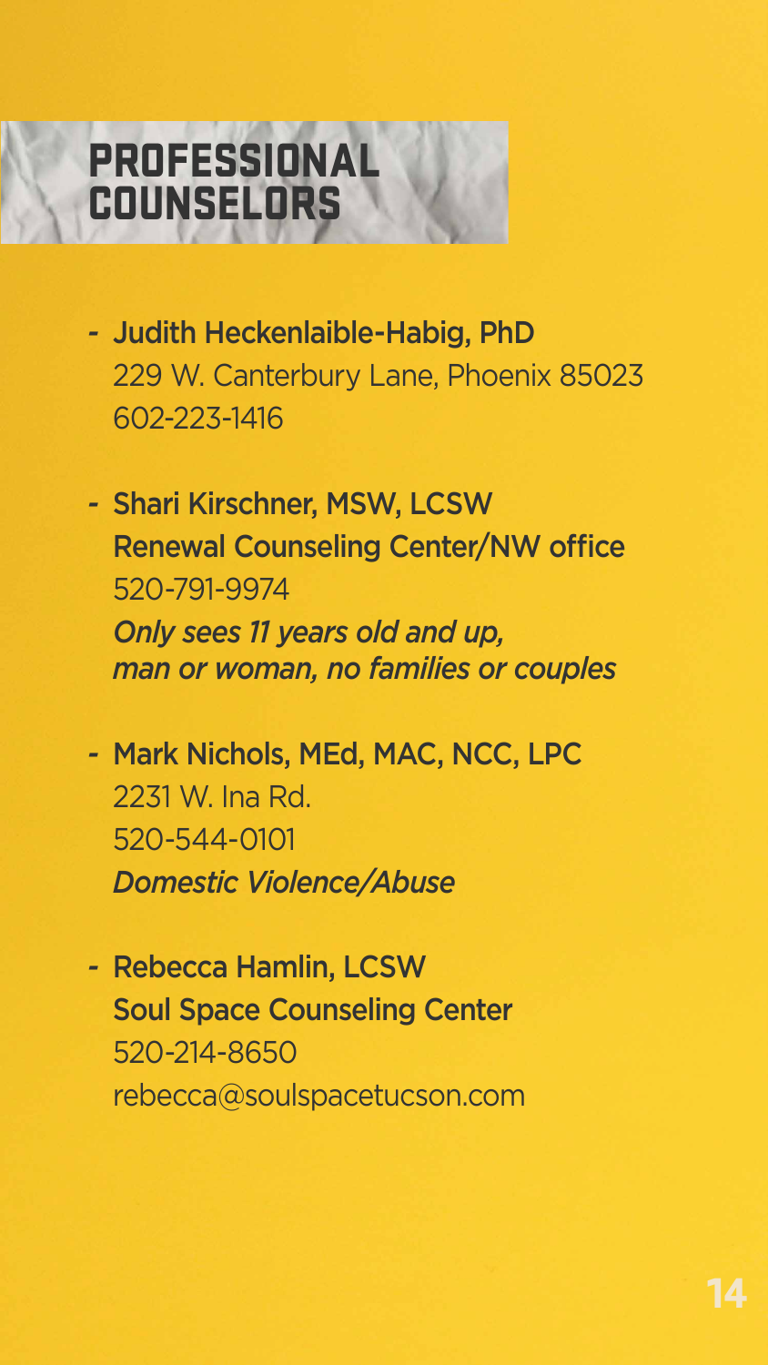# PROFESSIONAL COUNSELORS

- **Judith Heckenlaible-Habig, PhD**
  229 W. Canterbury Lane, Phoenix 85023
  602-223-1416

- **Shari Kirschner, MSW, LCSW**
  **Renewal Counseling Center/NW office**
  520-791-9974
  *Only sees 11 years old and up, man or woman, no families or couples*

- **Mark Nichols, MEd, MAC, NCC, LPC**
  2231 W. Ina Rd.
  520-544-0101
  *Domestic Violence/Abuse*

- **Rebecca Hamlin, LCSW**
  **Soul Space Counseling Center**
  520-214-8650
  rebecca@soulspacetucson.com